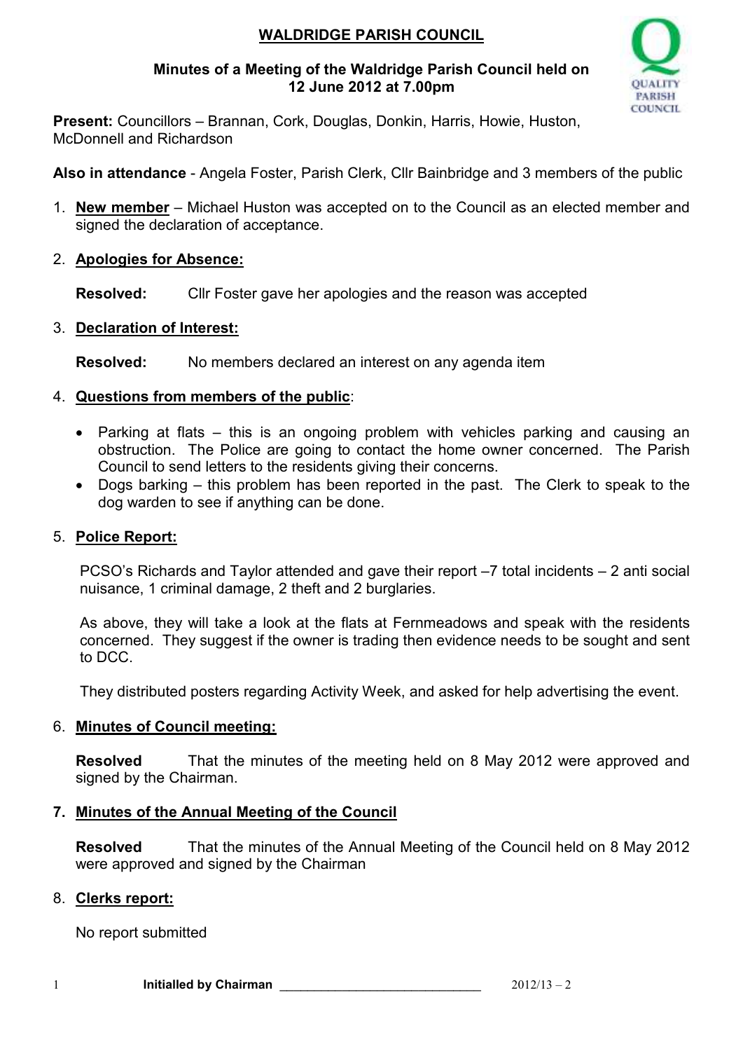# WALDRIDGE PARISH COUNCIL

## Minutes of a Meeting of the Waldridge Parish Council held on 12 June 2012 at 7.00pm

**Present:** Councillors – Brannan, Cork, Douglas, Donkin, Harris, Howie, Huston, McDonnell and Richardson

**Also in attendance** - Angela Foster, Parish Clerk, Cllr Bainbridge and 3 members of the public

1. **New member** – Michael Huston was accepted on to the Council as an elected member and signed the declaration of acceptance.

2. **Apologies for Absence:**

   **Resolved:** Cllr Foster gave her apologies and the reason was accepted

3. **Declaration of Interest:**

   **Resolved:** No members declared an interest on any agenda item

4. **Questions from members of the public**:

   - Parking at flats – this is an ongoing problem with vehicles parking and causing an obstruction. The Police are going to contact the home owner concerned. The Parish Council to send letters to the residents giving their concerns.
   - Dogs barking – this problem has been reported in the past. The Clerk to speak to the dog warden to see if anything can be done.

5. **Police Report:**

   PCSO's Richards and Taylor attended and gave their report –7 total incidents – 2 anti social nuisance, 1 criminal damage, 2 theft and 2 burglaries.

   As above, they will take a look at the flats at Fernmeadows and speak with the residents concerned. They suggest if the owner is trading then evidence needs to be sought and sent to DCC.

   They distributed posters regarding Activity Week, and asked for help advertising the event.

6. **Minutes of Council meeting:**

   **Resolved** That the minutes of the meeting held on 8 May 2012 were approved and signed by the Chairman.

7. **Minutes of the Annual Meeting of the Council**

   **Resolved** That the minutes of the Annual Meeting of the Council held on 8 May 2012 were approved and signed by the Chairman

8. **Clerks report:**

   No report submitted

**Initialled by Chairman** ____________________________ 2012/13 – 2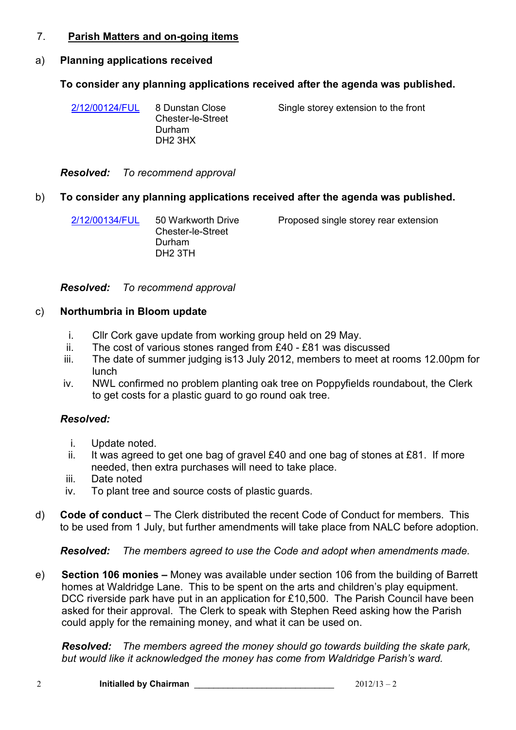## 7. Parish Matters and on-going items

### a) Planning applications received

**To consider any planning applications received after the agenda was published.**

| | | |
|---|---|---|
| 2/12/00124/FUL | 8 Dunstan Close<br>Chester-le-Street<br>Durham<br>DH2 3HX | Single storey extension to the front |

***Resolved:*** *To recommend approval*

### b) To consider any planning applications received after the agenda was published.

| | | |
|---|---|---|
| 2/12/00134/FUL | 50 Warkworth Drive<br>Chester-le-Street<br>Durham<br>DH2 3TH | Proposed single storey rear extension |

***Resolved:*** *To recommend approval*

### c) Northumbria in Bloom update

i. Cllr Cork gave update from working group held on 29 May.
ii. The cost of various stones ranged from £40 - £81 was discussed
iii. The date of summer judging is13 July 2012, members to meet at rooms 12.00pm for lunch
iv. NWL confirmed no problem planting oak tree on Poppyfields roundabout, the Clerk to get costs for a plastic guard to go round oak tree.

***Resolved:***

i. Update noted.
ii. It was agreed to get one bag of gravel £40 and one bag of stones at £81. If more needed, then extra purchases will need to take place.
iii. Date noted
iv. To plant tree and source costs of plastic guards.

d) **Code of conduct** – The Clerk distributed the recent Code of Conduct for members. This to be used from 1 July, but further amendments will take place from NALC before adoption.

***Resolved:*** *The members agreed to use the Code and adopt when amendments made.*

e) **Section 106 monies –** Money was available under section 106 from the building of Barrett homes at Waldridge Lane. This to be spent on the arts and children's play equipment. DCC riverside park have put in an application for £10,500. The Parish Council have been asked for their approval. The Clerk to speak with Stephen Reed asking how the Parish could apply for the remaining money, and what it can be used on.

***Resolved:*** *The members agreed the money should go towards building the skate park, but would like it acknowledged the money has come from Waldridge Parish's ward.*

**Initialled by Chairman** ____________________________ 2012/13 – 2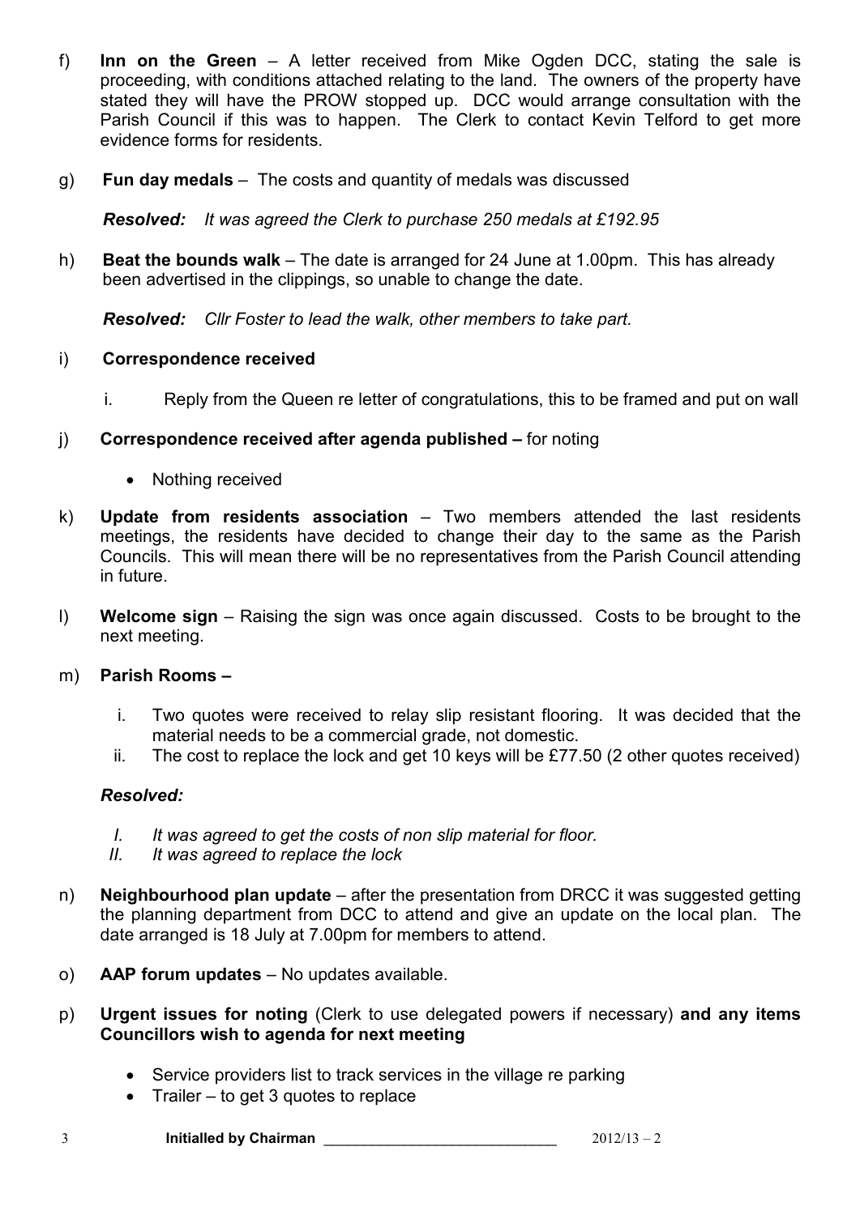f) **Inn on the Green** – A letter received from Mike Ogden DCC, stating the sale is proceeding, with conditions attached relating to the land. The owners of the property have stated they will have the PROW stopped up. DCC would arrange consultation with the Parish Council if this was to happen. The Clerk to contact Kevin Telford to get more evidence forms for residents.

g) **Fun day medals** – The costs and quantity of medals was discussed

***Resolved:*** *It was agreed the Clerk to purchase 250 medals at £192.95*

h) **Beat the bounds walk** – The date is arranged for 24 June at 1.00pm. This has already been advertised in the clippings, so unable to change the date.

***Resolved:*** *Cllr Foster to lead the walk, other members to take part.*

i) **Correspondence received**

   i. Reply from the Queen re letter of congratulations, this to be framed and put on wall

j) **Correspondence received after agenda published –** for noting

   - Nothing received

k) **Update from residents association** – Two members attended the last residents meetings, the residents have decided to change their day to the same as the Parish Councils. This will mean there will be no representatives from the Parish Council attending in future.

l) **Welcome sign** – Raising the sign was once again discussed. Costs to be brought to the next meeting.

m) **Parish Rooms –**

   i. Two quotes were received to relay slip resistant flooring. It was decided that the material needs to be a commercial grade, not domestic.
   ii. The cost to replace the lock and get 10 keys will be £77.50 (2 other quotes received)

***Resolved:***

   *I. It was agreed to get the costs of non slip material for floor.*
   *II. It was agreed to replace the lock*

n) **Neighbourhood plan update** – after the presentation from DRCC it was suggested getting the planning department from DCC to attend and give an update on the local plan. The date arranged is 18 July at 7.00pm for members to attend.

o) **AAP forum updates** – No updates available.

p) **Urgent issues for noting** (Clerk to use delegated powers if necessary) **and any items Councillors wish to agenda for next meeting**

   - Service providers list to track services in the village re parking
   - Trailer – to get 3 quotes to replace

**Initialled by Chairman** ____________________________ 2012/13 – 2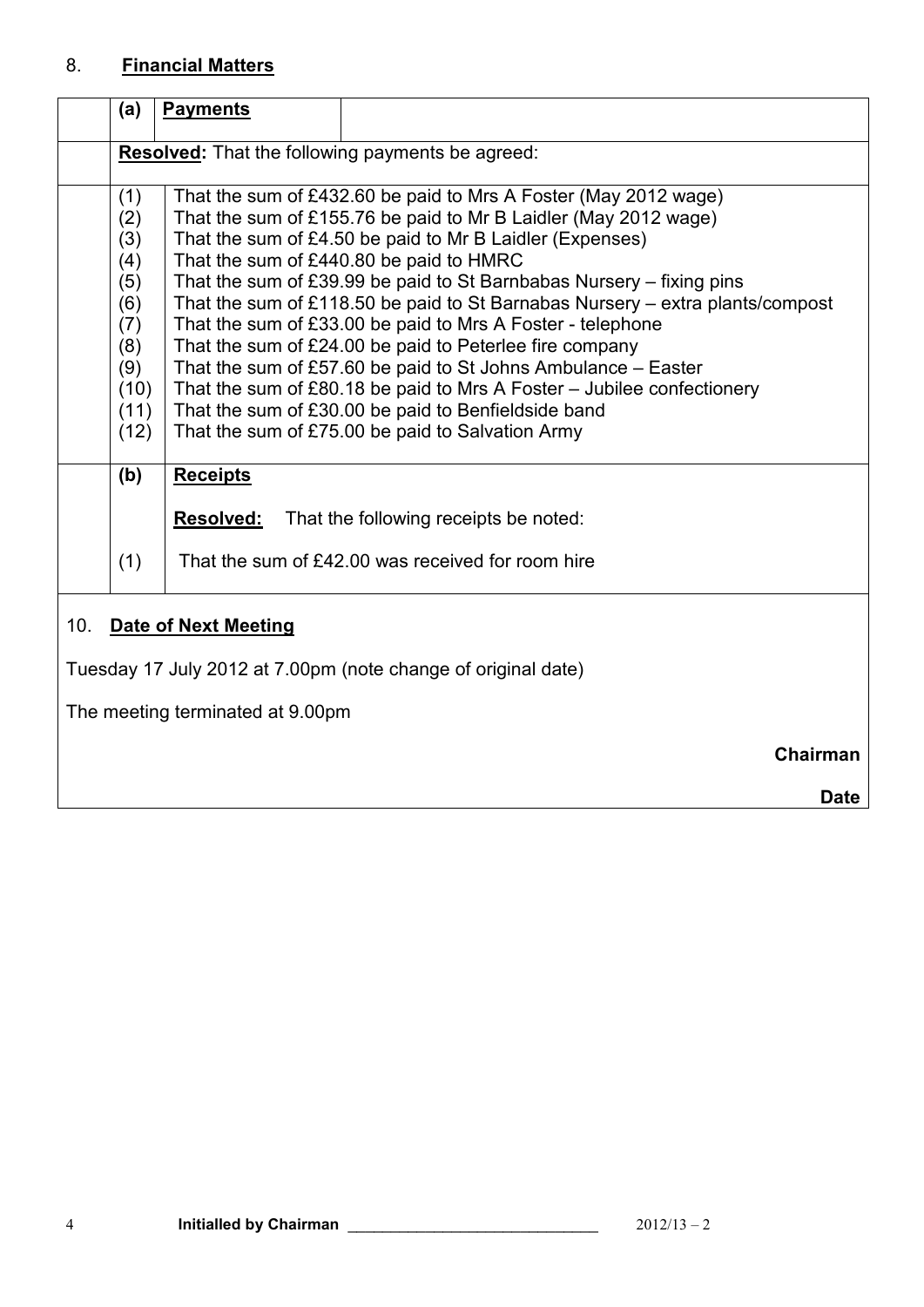## 8. **Financial Matters**

| | | |
|---|---|---|
| | **(a)** | **Payments** |
| | | **Resolved:** That the following payments be agreed: |
| | (1) | That the sum of £432.60 be paid to Mrs A Foster (May 2012 wage) |
| | (2) | That the sum of £155.76 be paid to Mr B Laidler (May 2012 wage) |
| | (3) | That the sum of £4.50 be paid to Mr B Laidler (Expenses) |
| | (4) | That the sum of £440.80 be paid to HMRC |
| | (5) | That the sum of £39.99 be paid to St Barnbabas Nursery – fixing pins |
| | (6) | That the sum of £118.50 be paid to St Barnabas Nursery – extra plants/compost |
| | (7) | That the sum of £33.00 be paid to Mrs A Foster - telephone |
| | (8) | That the sum of £24.00 be paid to Peterlee fire company |
| | (9) | That the sum of £57.60 be paid to St Johns Ambulance – Easter |
| | (10) | That the sum of £80.18 be paid to Mrs A Foster – Jubilee confectionery |
| | (11) | That the sum of £30.00 be paid to Benfieldside band |
| | (12) | That the sum of £75.00 be paid to Salvation Army |
| | **(b)** | **Receipts** |
| | | **Resolved:** That the following receipts be noted: |
| | (1) | That the sum of £42.00 was received for room hire |

## 10. **Date of Next Meeting**

Tuesday 17 July 2012 at 7.00pm (note change of original date)

The meeting terminated at 9.00pm

**Chairman**

**Date**

**Initialled by Chairman** ______________________________ 2012/13 – 2